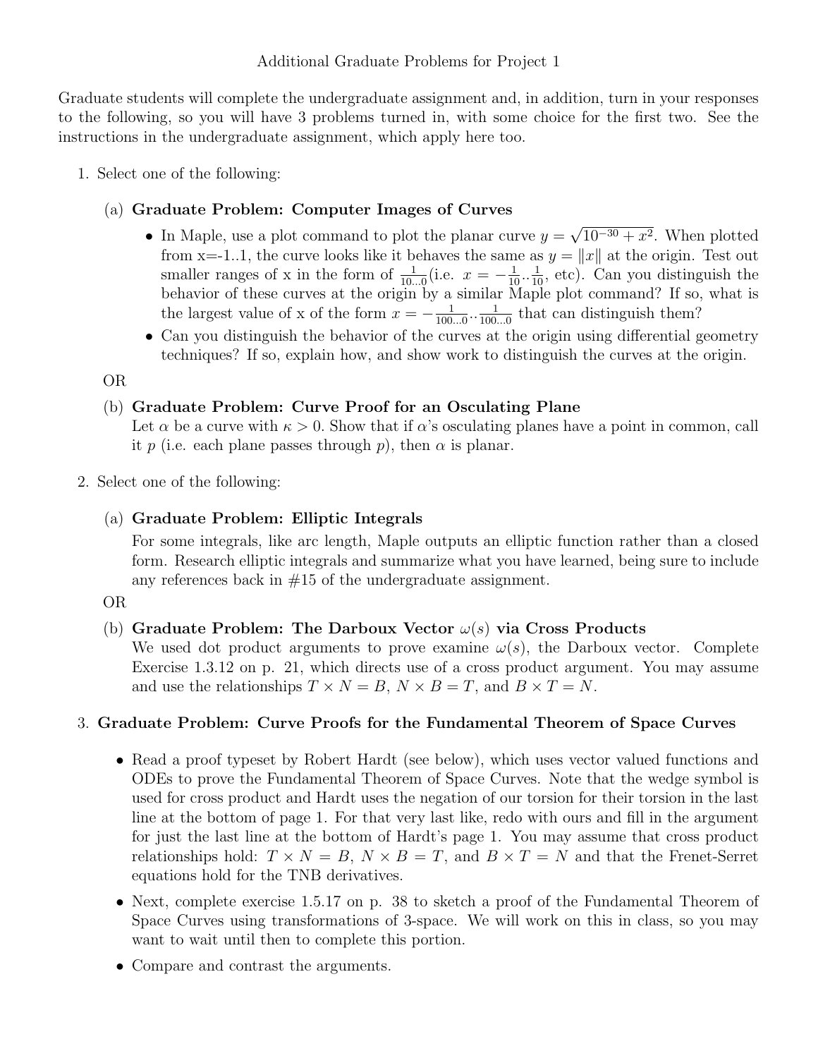# Additional Graduate Problems for Project 1

Graduate students will complete the undergraduate assignment and, in addition, turn in your responses to the following, so you will have 3 problems turned in, with some choice for the first two. See the instructions in the undergraduate assignment, which apply here too.

1. Select one of the following:

   (a) **Graduate Problem: Computer Images of Curves**

   - In Maple, use a plot command to plot the planar curve $y = \sqrt{10^{-30} + x^2}$. When plotted from x=-1..1, the curve looks like it behaves the same as $y = \|x\|$ at the origin. Test out smaller ranges of x in the form of $\frac{1}{10...0}$(i.e. $x = -\frac{1}{10}..\frac{1}{10}$, etc). Can you distinguish the behavior of these curves at the origin by a similar Maple plot command? If so, what is the largest value of x of the form $x = -\frac{1}{100...0}..\frac{1}{100...0}$ that can distinguish them?
   - Can you distinguish the behavior of the curves at the origin using differential geometry techniques? If so, explain how, and show work to distinguish the curves at the origin.

   OR

   (b) **Graduate Problem: Curve Proof for an Osculating Plane**
   Let $\alpha$ be a curve with $\kappa > 0$. Show that if $\alpha$'s osculating planes have a point in common, call it $p$ (i.e. each plane passes through $p$), then $\alpha$ is planar.

2. Select one of the following:

   (a) **Graduate Problem: Elliptic Integrals**
   For some integrals, like arc length, Maple outputs an elliptic function rather than a closed form. Research elliptic integrals and summarize what you have learned, being sure to include any references back in #15 of the undergraduate assignment.

   OR

   (b) **Graduate Problem: The Darboux Vector $\omega(s)$ via Cross Products**
   We used dot product arguments to prove examine $\omega(s)$, the Darboux vector. Complete Exercise 1.3.12 on p. 21, which directs use of a cross product argument. You may assume and use the relationships $T \times N = B$, $N \times B = T$, and $B \times T = N$.

3. **Graduate Problem: Curve Proofs for the Fundamental Theorem of Space Curves**

   - Read a proof typeset by Robert Hardt (see below), which uses vector valued functions and ODEs to prove the Fundamental Theorem of Space Curves. Note that the wedge symbol is used for cross product and Hardt uses the negation of our torsion for their torsion in the last line at the bottom of page 1. For that very last like, redo with ours and fill in the argument for just the last line at the bottom of Hardt's page 1. You may assume that cross product relationships hold: $T \times N = B$, $N \times B = T$, and $B \times T = N$ and that the Frenet-Serret equations hold for the TNB derivatives.
   - Next, complete exercise 1.5.17 on p. 38 to sketch a proof of the Fundamental Theorem of Space Curves using transformations of 3-space. We will work on this in class, so you may want to wait until then to complete this portion.
   - Compare and contrast the arguments.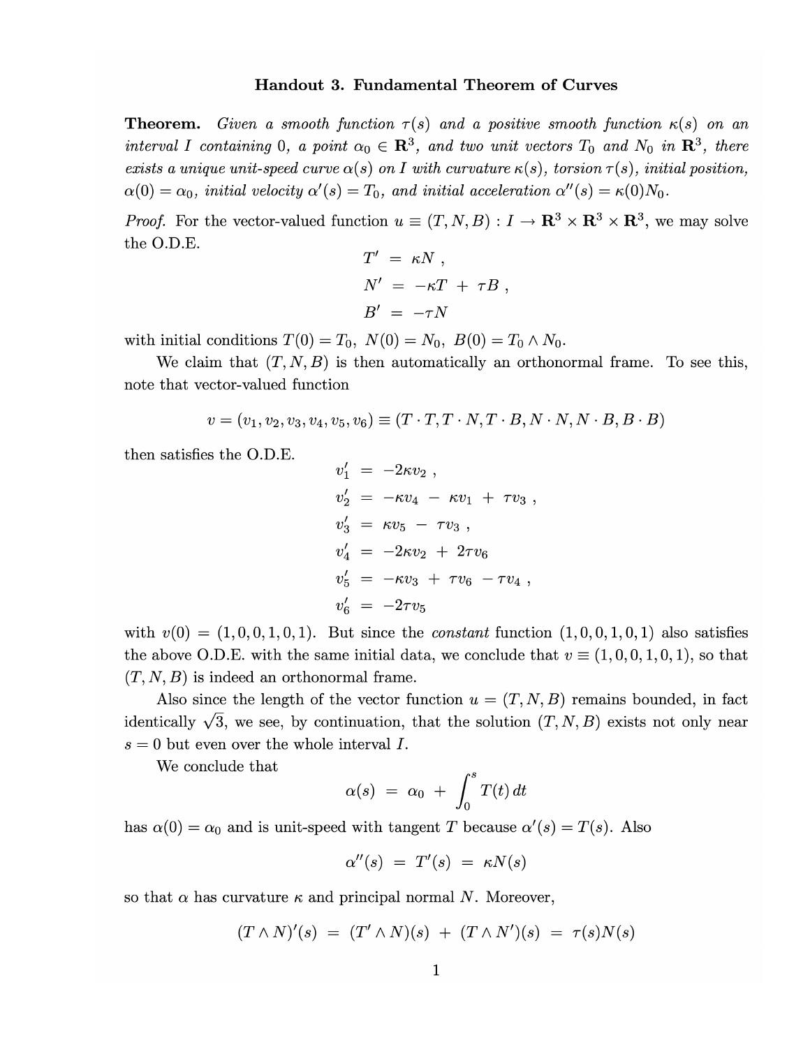# Handout 3. Fundamental Theorem of Curves

**Theorem.** *Given a smooth function $\tau(s)$ and a positive smooth function $\kappa(s)$ on an interval $I$ containing 0, a point $\alpha_0 \in \mathbf{R}^3$, and two unit vectors $T_0$ and $N_0$ in $\mathbf{R}^3$, there exists a unique unit-speed curve $\alpha(s)$ on $I$ with curvature $\kappa(s)$, torsion $\tau(s)$, initial position, $\alpha(0) = \alpha_0$, initial velocity $\alpha'(s) = T_0$, and initial acceleration $\alpha''(s) = \kappa(0) N_0$.*

*Proof.* For the vector-valued function $u \equiv (T, N, B) : I \to \mathbf{R}^3 \times \mathbf{R}^3 \times \mathbf{R}^3$, we may solve the O.D.E.

$$
\begin{aligned}
T' &= \kappa N \,, \\
N' &= -\kappa T \,+\, \tau B \,, \\
B' &= -\tau N
\end{aligned}
$$

with initial conditions $T(0) = T_0$, $N(0) = N_0$, $B(0) = T_0 \wedge N_0$.

We claim that $(T, N, B)$ is then automatically an orthonormal frame. To see this, note that vector-valued function

$$
v = (v_1, v_2, v_3, v_4, v_5, v_6) \equiv (T \cdot T, T \cdot N, T \cdot B, N \cdot N, N \cdot B, B \cdot B)
$$

then satisfies the O.D.E.

$$
\begin{aligned}
v_1' &= -2\kappa v_2 \,, \\
v_2' &= -\kappa v_4 \,-\, \kappa v_1 \,+\, \tau v_3 \,, \\
v_3' &= \kappa v_5 \,-\, \tau v_3 \,, \\
v_4' &= -2\kappa v_2 \,+\, 2\tau v_6 \\
v_5' &= -\kappa v_3 \,+\, \tau v_6 \,-\, \tau v_4 \,, \\
v_6' &= -2\tau v_5
\end{aligned}
$$

with $v(0) = (1, 0, 0, 1, 0, 1)$. But since the *constant* function $(1, 0, 0, 1, 0, 1)$ also satisfies the above O.D.E. with the same initial data, we conclude that $v \equiv (1, 0, 0, 1, 0, 1)$, so that $(T, N, B)$ is indeed an orthonormal frame.

Also since the length of the vector function $u = (T, N, B)$ remains bounded, in fact identically $\sqrt{3}$, we see, by continuation, that the solution $(T, N, B)$ exists not only near $s = 0$ but even over the whole interval $I$.

We conclude that

$$
\alpha(s) \;=\; \alpha_0 \,+\, \int_0^s T(t)\, dt
$$

has $\alpha(0) = \alpha_0$ and is unit-speed with tangent $T$ because $\alpha'(s) = T(s)$. Also

$$
\alpha''(s) \;=\; T'(s) \;=\; \kappa N(s)
$$

so that $\alpha$ has curvature $\kappa$ and principal normal $N$. Moreover,

$$
(T \wedge N)'(s) \;=\; (T' \wedge N)(s) \,+\, (T \wedge N')(s) \;=\; \tau(s) N(s)
$$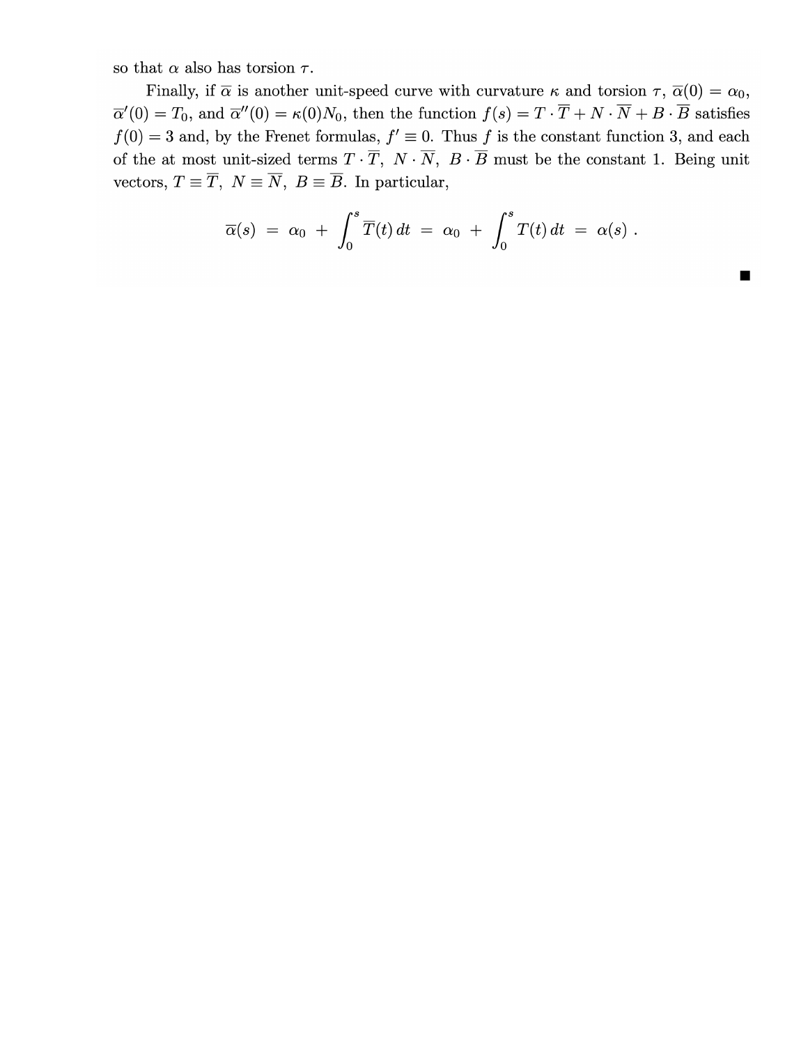so that $\alpha$ also has torsion $\tau$.

Finally, if $\overline{\alpha}$ is another unit-speed curve with curvature $\kappa$ and torsion $\tau$, $\overline{\alpha}(0) = \alpha_0$, $\overline{\alpha}'(0) = T_0$, and $\overline{\alpha}''(0) = \kappa(0)N_0$, then the function $f(s) = T \cdot \overline{T} + N \cdot \overline{N} + B \cdot \overline{B}$ satisfies $f(0) = 3$ and, by the Frenet formulas, $f' \equiv 0$. Thus $f$ is the constant function 3, and each of the at most unit-sized terms $T \cdot \overline{T}$, $N \cdot \overline{N}$, $B \cdot \overline{B}$ must be the constant 1. Being unit vectors, $T \equiv \overline{T}$, $N \equiv \overline{N}$, $B \equiv \overline{B}$. In particular,

$$\overline{\alpha}(s) = \alpha_0 + \int_0^s \overline{T}(t)\, dt = \alpha_0 + \int_0^s T(t)\, dt = \alpha(s) .$$

■